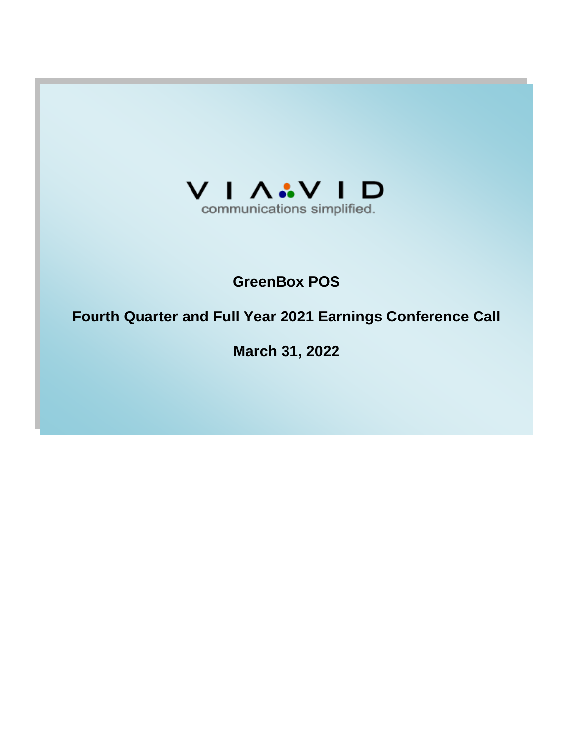VIAVID

communications simplified.

# GreenBox POS

## Fourth Quarter and Full Year 2021 Earnings Conference Call

**March 31, 2022**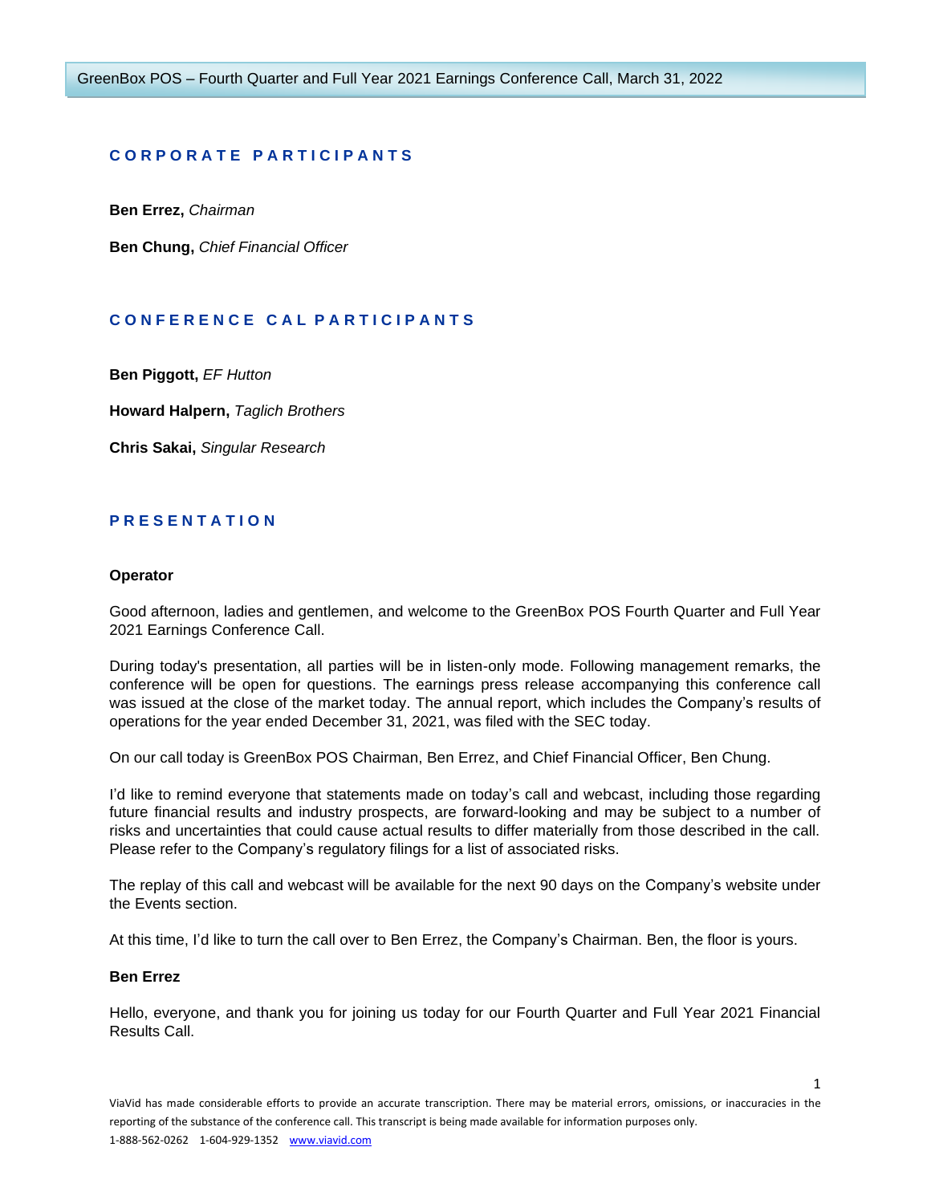## CORPORATE PARTICIPANTS

**Ben Errez,** *Chairman*

**Ben Chung,** *Chief Financial Officer*

## CONFERENCE CAL PARTICIPANTS

**Ben Piggott,** *EF Hutton*

**Howard Halpern,** *Taglich Brothers*

**Chris Sakai,** *Singular Research*

## PRESENTATION

**Operator**

Good afternoon, ladies and gentlemen, and welcome to the GreenBox POS Fourth Quarter and Full Year 2021 Earnings Conference Call.

During today's presentation, all parties will be in listen-only mode. Following management remarks, the conference will be open for questions. The earnings press release accompanying this conference call was issued at the close of the market today. The annual report, which includes the Company's results of operations for the year ended December 31, 2021, was filed with the SEC today.

On our call today is GreenBox POS Chairman, Ben Errez, and Chief Financial Officer, Ben Chung.

I'd like to remind everyone that statements made on today's call and webcast, including those regarding future financial results and industry prospects, are forward-looking and may be subject to a number of risks and uncertainties that could cause actual results to differ materially from those described in the call. Please refer to the Company's regulatory filings for a list of associated risks.

The replay of this call and webcast will be available for the next 90 days on the Company's website under the Events section.

At this time, I'd like to turn the call over to Ben Errez, the Company's Chairman. Ben, the floor is yours.

**Ben Errez**

Hello, everyone, and thank you for joining us today for our Fourth Quarter and Full Year 2021 Financial Results Call.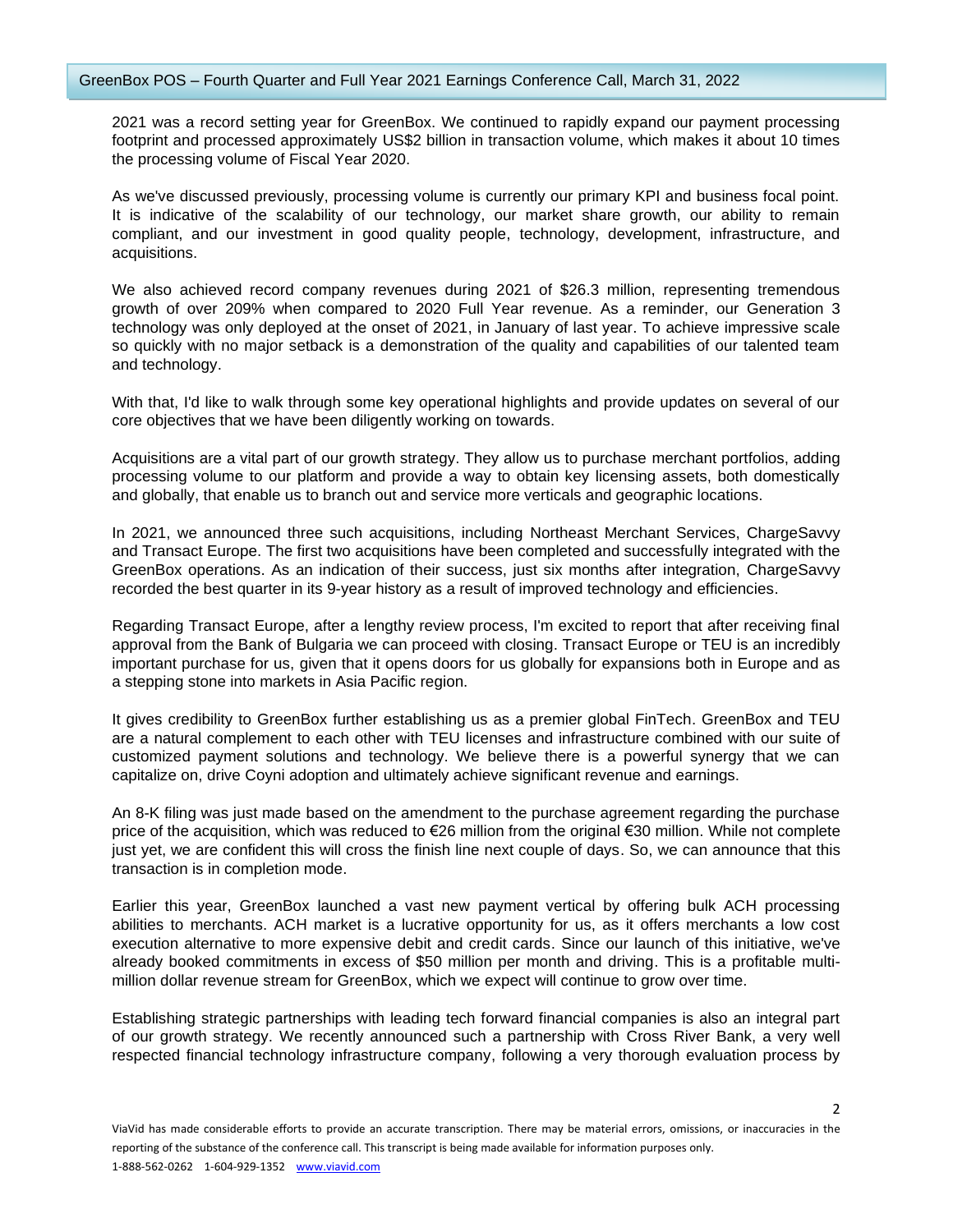2021 was a record setting year for GreenBox. We continued to rapidly expand our payment processing footprint and processed approximately US$2 billion in transaction volume, which makes it about 10 times the processing volume of Fiscal Year 2020.

As we've discussed previously, processing volume is currently our primary KPI and business focal point. It is indicative of the scalability of our technology, our market share growth, our ability to remain compliant, and our investment in good quality people, technology, development, infrastructure, and acquisitions.

We also achieved record company revenues during 2021 of $26.3 million, representing tremendous growth of over 209% when compared to 2020 Full Year revenue. As a reminder, our Generation 3 technology was only deployed at the onset of 2021, in January of last year. To achieve impressive scale so quickly with no major setback is a demonstration of the quality and capabilities of our talented team and technology.

With that, I'd like to walk through some key operational highlights and provide updates on several of our core objectives that we have been diligently working on towards.

Acquisitions are a vital part of our growth strategy. They allow us to purchase merchant portfolios, adding processing volume to our platform and provide a way to obtain key licensing assets, both domestically and globally, that enable us to branch out and service more verticals and geographic locations.

In 2021, we announced three such acquisitions, including Northeast Merchant Services, ChargeSavvy and Transact Europe. The first two acquisitions have been completed and successfully integrated with the GreenBox operations. As an indication of their success, just six months after integration, ChargeSavvy recorded the best quarter in its 9-year history as a result of improved technology and efficiencies.

Regarding Transact Europe, after a lengthy review process, I'm excited to report that after receiving final approval from the Bank of Bulgaria we can proceed with closing. Transact Europe or TEU is an incredibly important purchase for us, given that it opens doors for us globally for expansions both in Europe and as a stepping stone into markets in Asia Pacific region.

It gives credibility to GreenBox further establishing us as a premier global FinTech. GreenBox and TEU are a natural complement to each other with TEU licenses and infrastructure combined with our suite of customized payment solutions and technology. We believe there is a powerful synergy that we can capitalize on, drive Coyni adoption and ultimately achieve significant revenue and earnings.

An 8-K filing was just made based on the amendment to the purchase agreement regarding the purchase price of the acquisition, which was reduced to €26 million from the original €30 million. While not complete just yet, we are confident this will cross the finish line next couple of days. So, we can announce that this transaction is in completion mode.

Earlier this year, GreenBox launched a vast new payment vertical by offering bulk ACH processing abilities to merchants. ACH market is a lucrative opportunity for us, as it offers merchants a low cost execution alternative to more expensive debit and credit cards. Since our launch of this initiative, we've already booked commitments in excess of $50 million per month and driving. This is a profitable multi-million dollar revenue stream for GreenBox, which we expect will continue to grow over time.

Establishing strategic partnerships with leading tech forward financial companies is also an integral part of our growth strategy. We recently announced such a partnership with Cross River Bank, a very well respected financial technology infrastructure company, following a very thorough evaluation process by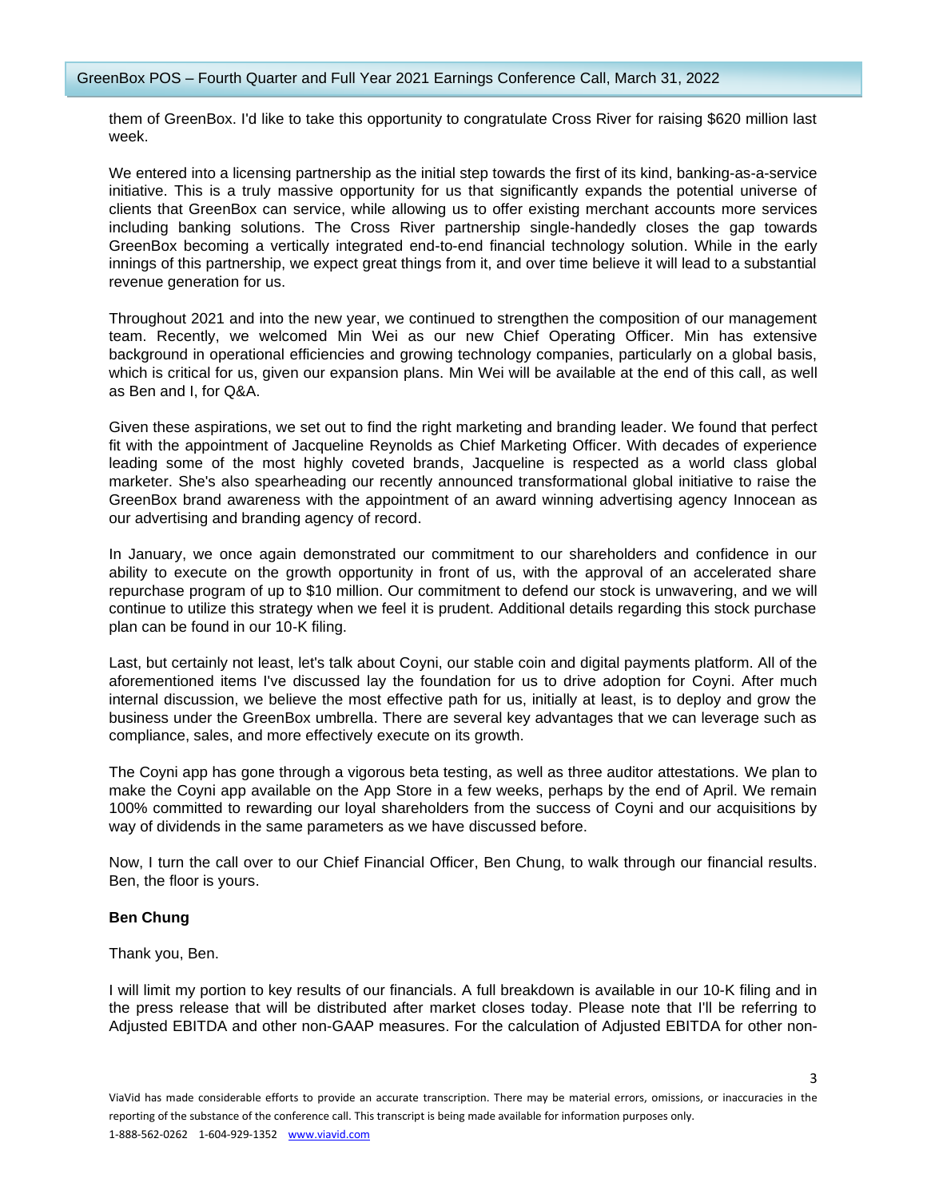them of GreenBox. I'd like to take this opportunity to congratulate Cross River for raising $620 million last week.

We entered into a licensing partnership as the initial step towards the first of its kind, banking-as-a-service initiative. This is a truly massive opportunity for us that significantly expands the potential universe of clients that GreenBox can service, while allowing us to offer existing merchant accounts more services including banking solutions. The Cross River partnership single-handedly closes the gap towards GreenBox becoming a vertically integrated end-to-end financial technology solution. While in the early innings of this partnership, we expect great things from it, and over time believe it will lead to a substantial revenue generation for us.

Throughout 2021 and into the new year, we continued to strengthen the composition of our management team. Recently, we welcomed Min Wei as our new Chief Operating Officer. Min has extensive background in operational efficiencies and growing technology companies, particularly on a global basis, which is critical for us, given our expansion plans. Min Wei will be available at the end of this call, as well as Ben and I, for Q&A.

Given these aspirations, we set out to find the right marketing and branding leader. We found that perfect fit with the appointment of Jacqueline Reynolds as Chief Marketing Officer. With decades of experience leading some of the most highly coveted brands, Jacqueline is respected as a world class global marketer. She's also spearheading our recently announced transformational global initiative to raise the GreenBox brand awareness with the appointment of an award winning advertising agency Innocean as our advertising and branding agency of record.

In January, we once again demonstrated our commitment to our shareholders and confidence in our ability to execute on the growth opportunity in front of us, with the approval of an accelerated share repurchase program of up to $10 million. Our commitment to defend our stock is unwavering, and we will continue to utilize this strategy when we feel it is prudent. Additional details regarding this stock purchase plan can be found in our 10-K filing.

Last, but certainly not least, let's talk about Coyni, our stable coin and digital payments platform. All of the aforementioned items I've discussed lay the foundation for us to drive adoption for Coyni. After much internal discussion, we believe the most effective path for us, initially at least, is to deploy and grow the business under the GreenBox umbrella. There are several key advantages that we can leverage such as compliance, sales, and more effectively execute on its growth.

The Coyni app has gone through a vigorous beta testing, as well as three auditor attestations. We plan to make the Coyni app available on the App Store in a few weeks, perhaps by the end of April. We remain 100% committed to rewarding our loyal shareholders from the success of Coyni and our acquisitions by way of dividends in the same parameters as we have discussed before.

Now, I turn the call over to our Chief Financial Officer, Ben Chung, to walk through our financial results. Ben, the floor is yours.

**Ben Chung**

Thank you, Ben.

I will limit my portion to key results of our financials. A full breakdown is available in our 10-K filing and in the press release that will be distributed after market closes today. Please note that I'll be referring to Adjusted EBITDA and other non-GAAP measures. For the calculation of Adjusted EBITDA for other non-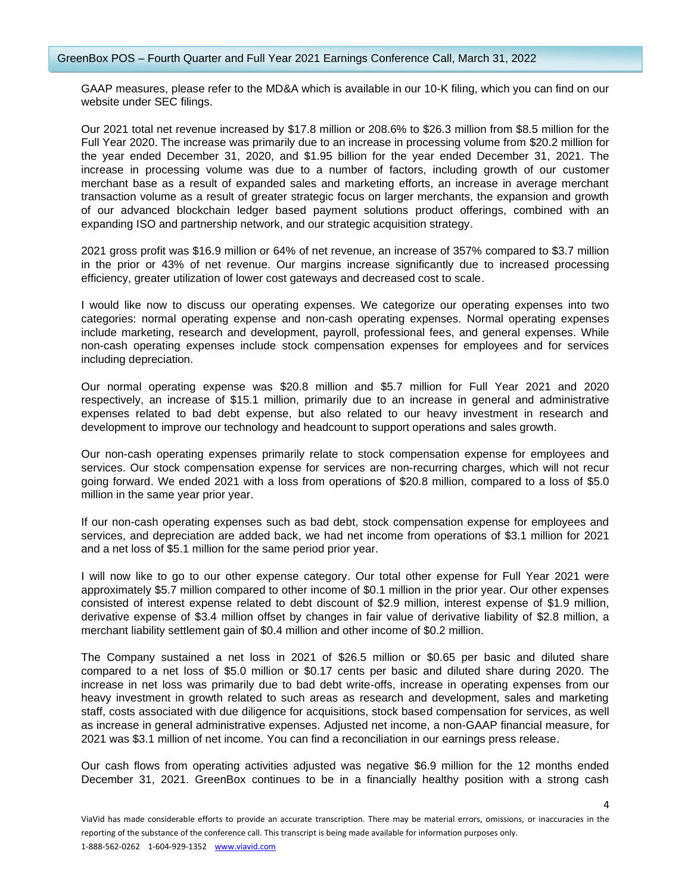GAAP measures, please refer to the MD&A which is available in our 10-K filing, which you can find on our website under SEC filings.

Our 2021 total net revenue increased by $17.8 million or 208.6% to $26.3 million from $8.5 million for the Full Year 2020. The increase was primarily due to an increase in processing volume from $20.2 million for the year ended December 31, 2020, and $1.95 billion for the year ended December 31, 2021. The increase in processing volume was due to a number of factors, including growth of our customer merchant base as a result of expanded sales and marketing efforts, an increase in average merchant transaction volume as a result of greater strategic focus on larger merchants, the expansion and growth of our advanced blockchain ledger based payment solutions product offerings, combined with an expanding ISO and partnership network, and our strategic acquisition strategy.

2021 gross profit was $16.9 million or 64% of net revenue, an increase of 357% compared to $3.7 million in the prior or 43% of net revenue. Our margins increase significantly due to increased processing efficiency, greater utilization of lower cost gateways and decreased cost to scale.

I would like now to discuss our operating expenses. We categorize our operating expenses into two categories: normal operating expense and non-cash operating expenses. Normal operating expenses include marketing, research and development, payroll, professional fees, and general expenses. While non-cash operating expenses include stock compensation expenses for employees and for services including depreciation.

Our normal operating expense was $20.8 million and $5.7 million for Full Year 2021 and 2020 respectively, an increase of $15.1 million, primarily due to an increase in general and administrative expenses related to bad debt expense, but also related to our heavy investment in research and development to improve our technology and headcount to support operations and sales growth.

Our non-cash operating expenses primarily relate to stock compensation expense for employees and services. Our stock compensation expense for services are non-recurring charges, which will not recur going forward. We ended 2021 with a loss from operations of $20.8 million, compared to a loss of $5.0 million in the same year prior year.

If our non-cash operating expenses such as bad debt, stock compensation expense for employees and services, and depreciation are added back, we had net income from operations of $3.1 million for 2021 and a net loss of $5.1 million for the same period prior year.

I will now like to go to our other expense category. Our total other expense for Full Year 2021 were approximately $5.7 million compared to other income of $0.1 million in the prior year. Our other expenses consisted of interest expense related to debt discount of $2.9 million, interest expense of $1.9 million, derivative expense of $3.4 million offset by changes in fair value of derivative liability of $2.8 million, a merchant liability settlement gain of $0.4 million and other income of $0.2 million.

The Company sustained a net loss in 2021 of $26.5 million or $0.65 per basic and diluted share compared to a net loss of $5.0 million or $0.17 cents per basic and diluted share during 2020. The increase in net loss was primarily due to bad debt write-offs, increase in operating expenses from our heavy investment in growth related to such areas as research and development, sales and marketing staff, costs associated with due diligence for acquisitions, stock based compensation for services, as well as increase in general administrative expenses. Adjusted net income, a non-GAAP financial measure, for 2021 was $3.1 million of net income. You can find a reconciliation in our earnings press release.

Our cash flows from operating activities adjusted was negative $6.9 million for the 12 months ended December 31, 2021. GreenBox continues to be in a financially healthy position with a strong cash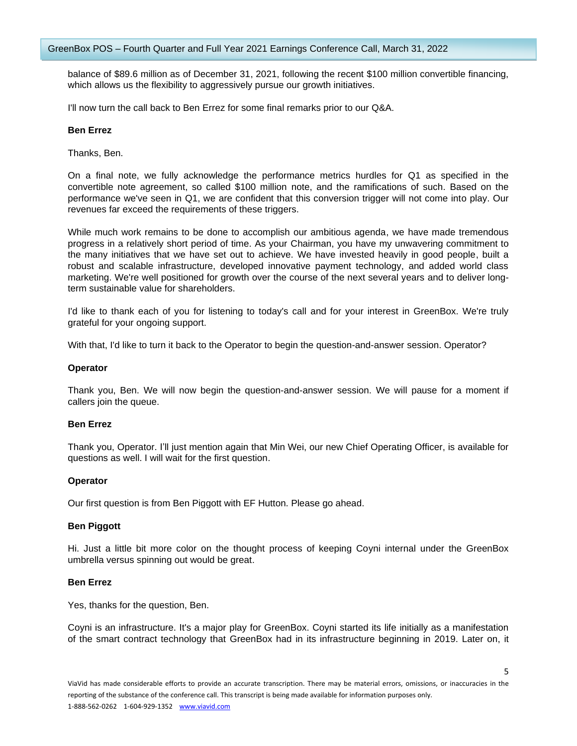balance of $89.6 million as of December 31, 2021, following the recent $100 million convertible financing, which allows us the flexibility to aggressively pursue our growth initiatives.

I'll now turn the call back to Ben Errez for some final remarks prior to our Q&A.

**Ben Errez**

Thanks, Ben.

On a final note, we fully acknowledge the performance metrics hurdles for Q1 as specified in the convertible note agreement, so called $100 million note, and the ramifications of such. Based on the performance we've seen in Q1, we are confident that this conversion trigger will not come into play. Our revenues far exceed the requirements of these triggers.

While much work remains to be done to accomplish our ambitious agenda, we have made tremendous progress in a relatively short period of time. As your Chairman, you have my unwavering commitment to the many initiatives that we have set out to achieve. We have invested heavily in good people, built a robust and scalable infrastructure, developed innovative payment technology, and added world class marketing. We're well positioned for growth over the course of the next several years and to deliver long-term sustainable value for shareholders.

I'd like to thank each of you for listening to today's call and for your interest in GreenBox. We're truly grateful for your ongoing support.

With that, I'd like to turn it back to the Operator to begin the question-and-answer session. Operator?

**Operator**

Thank you, Ben. We will now begin the question-and-answer session. We will pause for a moment if callers join the queue.

**Ben Errez**

Thank you, Operator. I'll just mention again that Min Wei, our new Chief Operating Officer, is available for questions as well. I will wait for the first question.

**Operator**

Our first question is from Ben Piggott with EF Hutton. Please go ahead.

**Ben Piggott**

Hi. Just a little bit more color on the thought process of keeping Coyni internal under the GreenBox umbrella versus spinning out would be great.

**Ben Errez**

Yes, thanks for the question, Ben.

Coyni is an infrastructure. It's a major play for GreenBox. Coyni started its life initially as a manifestation of the smart contract technology that GreenBox had in its infrastructure beginning in 2019. Later on, it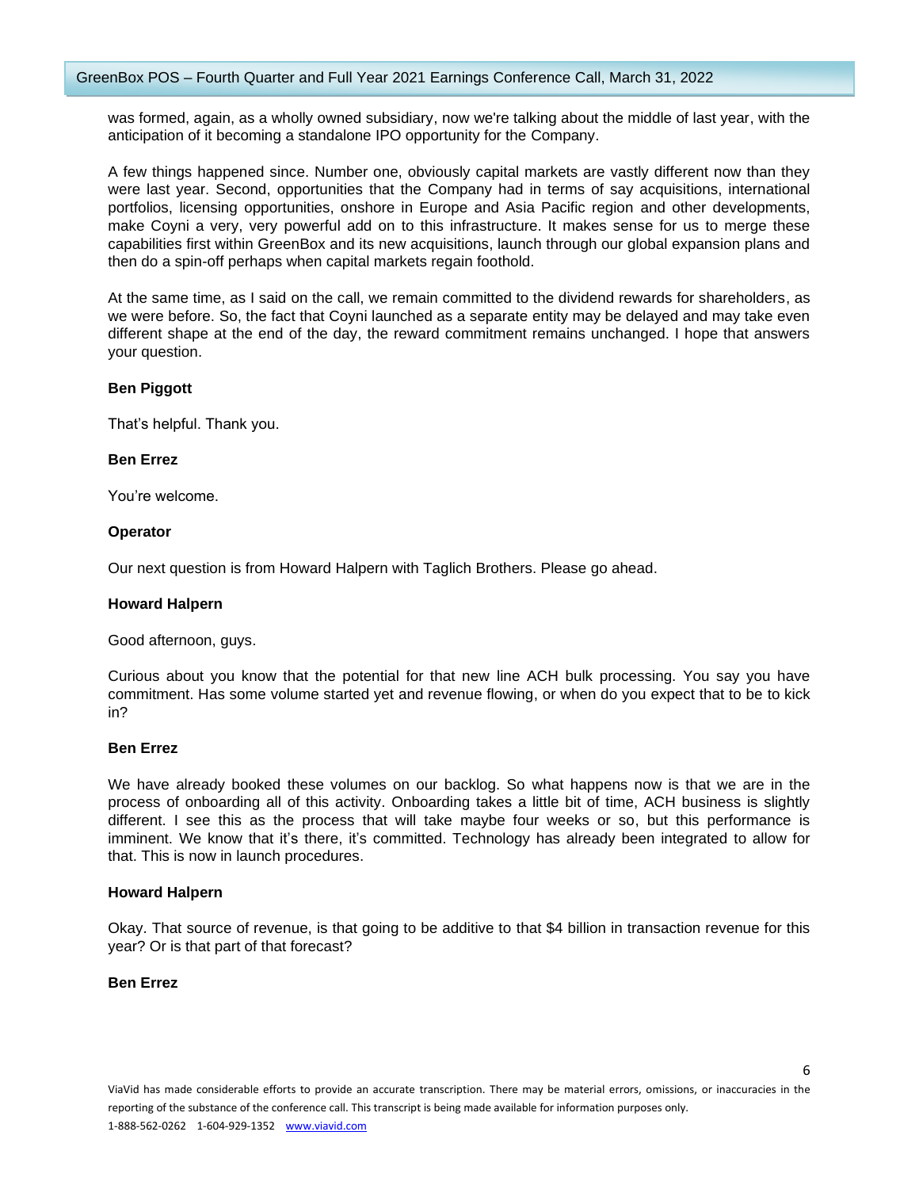was formed, again, as a wholly owned subsidiary, now we're talking about the middle of last year, with the anticipation of it becoming a standalone IPO opportunity for the Company.

A few things happened since. Number one, obviously capital markets are vastly different now than they were last year. Second, opportunities that the Company had in terms of say acquisitions, international portfolios, licensing opportunities, onshore in Europe and Asia Pacific region and other developments, make Coyni a very, very powerful add on to this infrastructure. It makes sense for us to merge these capabilities first within GreenBox and its new acquisitions, launch through our global expansion plans and then do a spin-off perhaps when capital markets regain foothold.

At the same time, as I said on the call, we remain committed to the dividend rewards for shareholders, as we were before. So, the fact that Coyni launched as a separate entity may be delayed and may take even different shape at the end of the day, the reward commitment remains unchanged. I hope that answers your question.

**Ben Piggott**

That's helpful. Thank you.

**Ben Errez**

You're welcome.

**Operator**

Our next question is from Howard Halpern with Taglich Brothers. Please go ahead.

**Howard Halpern**

Good afternoon, guys.

Curious about you know that the potential for that new line ACH bulk processing. You say you have commitment. Has some volume started yet and revenue flowing, or when do you expect that to be to kick in?

**Ben Errez**

We have already booked these volumes on our backlog. So what happens now is that we are in the process of onboarding all of this activity. Onboarding takes a little bit of time, ACH business is slightly different. I see this as the process that will take maybe four weeks or so, but this performance is imminent. We know that it's there, it's committed. Technology has already been integrated to allow for that. This is now in launch procedures.

**Howard Halpern**

Okay. That source of revenue, is that going to be additive to that $4 billion in transaction revenue for this year? Or is that part of that forecast?

**Ben Errez**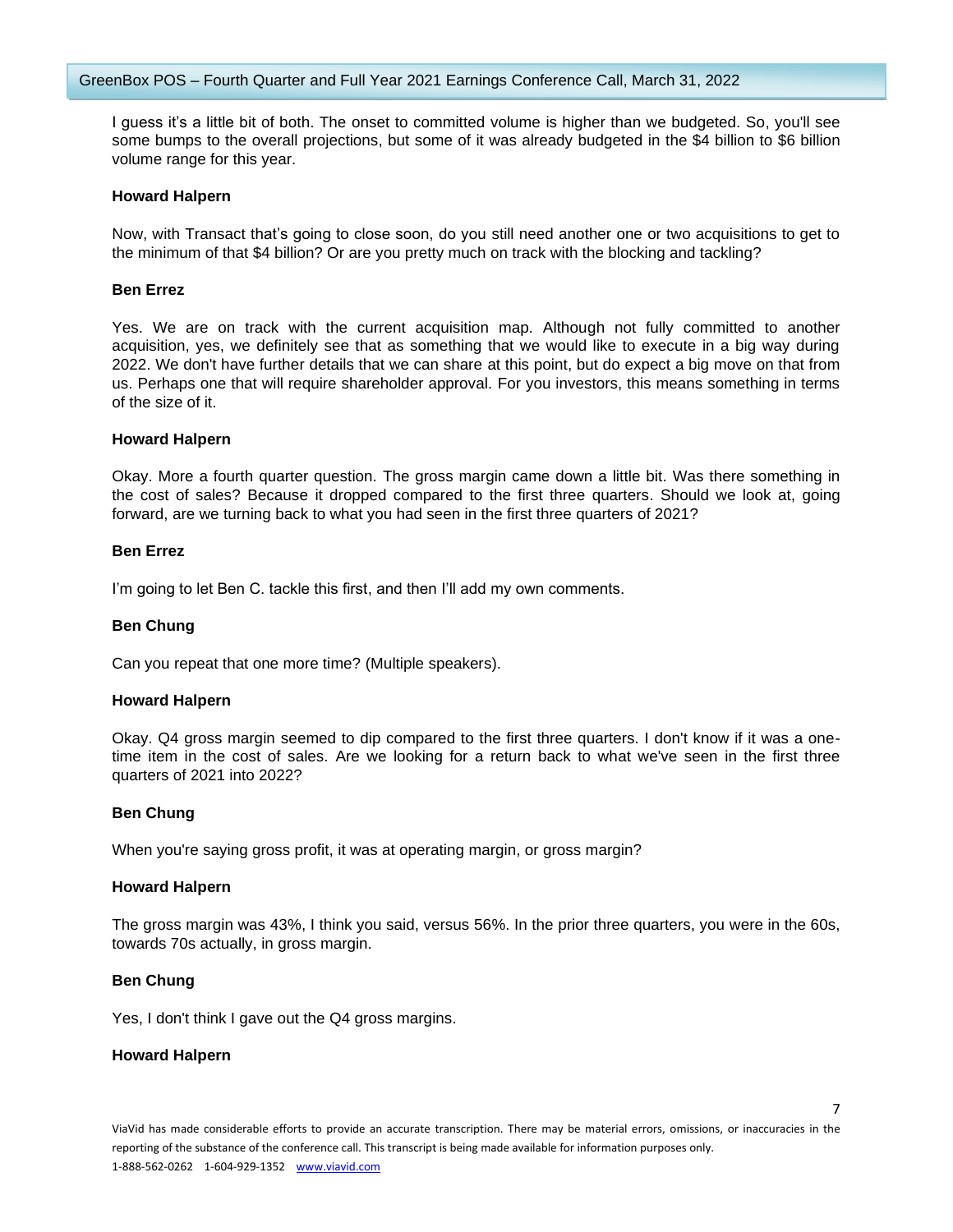I guess it's a little bit of both. The onset to committed volume is higher than we budgeted. So, you'll see some bumps to the overall projections, but some of it was already budgeted in the $4 billion to $6 billion volume range for this year.

**Howard Halpern**

Now, with Transact that's going to close soon, do you still need another one or two acquisitions to get to the minimum of that $4 billion? Or are you pretty much on track with the blocking and tackling?

**Ben Errez**

Yes. We are on track with the current acquisition map. Although not fully committed to another acquisition, yes, we definitely see that as something that we would like to execute in a big way during 2022. We don't have further details that we can share at this point, but do expect a big move on that from us. Perhaps one that will require shareholder approval. For you investors, this means something in terms of the size of it.

**Howard Halpern**

Okay. More a fourth quarter question. The gross margin came down a little bit. Was there something in the cost of sales? Because it dropped compared to the first three quarters. Should we look at, going forward, are we turning back to what you had seen in the first three quarters of 2021?

**Ben Errez**

I'm going to let Ben C. tackle this first, and then I'll add my own comments.

**Ben Chung**

Can you repeat that one more time? (Multiple speakers).

**Howard Halpern**

Okay. Q4 gross margin seemed to dip compared to the first three quarters. I don't know if it was a one-time item in the cost of sales. Are we looking for a return back to what we've seen in the first three quarters of 2021 into 2022?

**Ben Chung**

When you're saying gross profit, it was at operating margin, or gross margin?

**Howard Halpern**

The gross margin was 43%, I think you said, versus 56%. In the prior three quarters, you were in the 60s, towards 70s actually, in gross margin.

**Ben Chung**

Yes, I don't think I gave out the Q4 gross margins.

**Howard Halpern**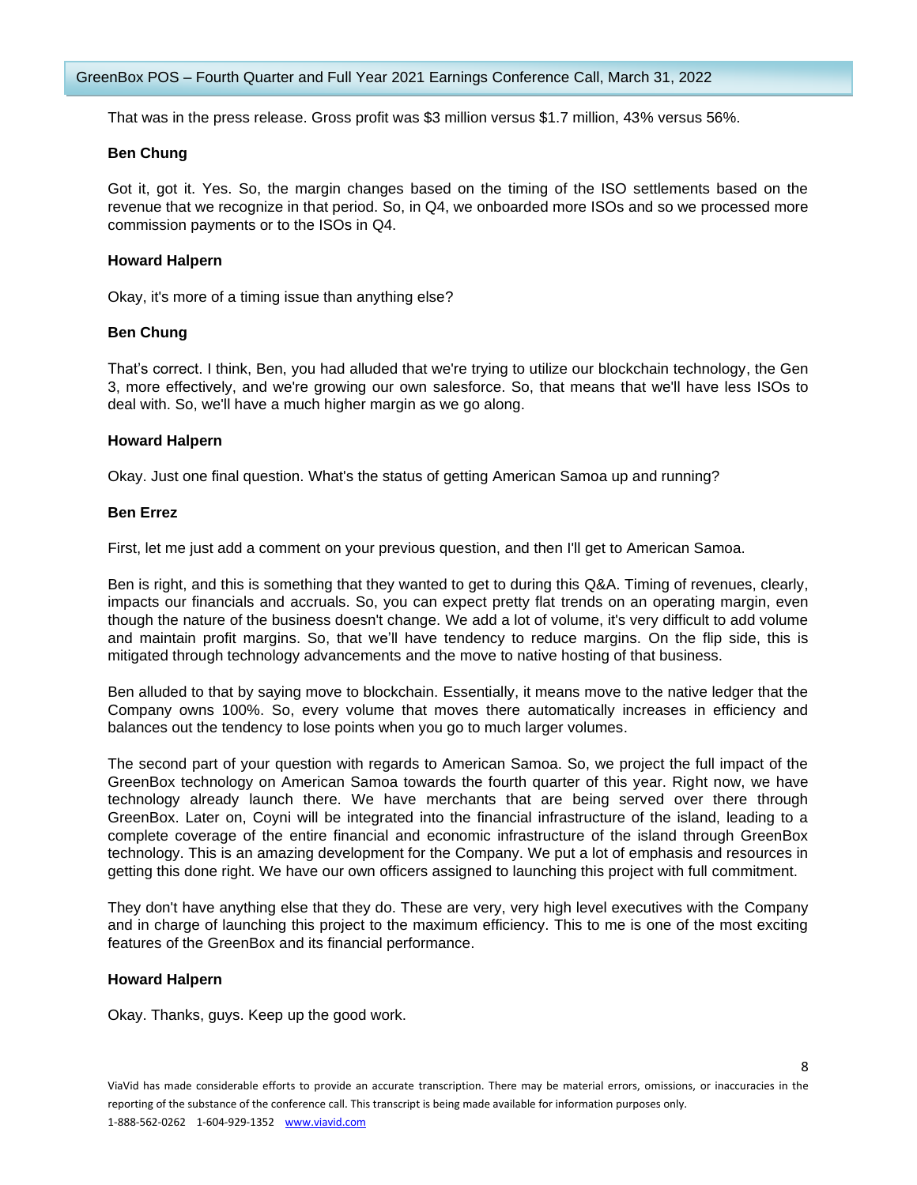That was in the press release. Gross profit was $3 million versus $1.7 million, 43% versus 56%.

**Ben Chung**

Got it, got it. Yes. So, the margin changes based on the timing of the ISO settlements based on the revenue that we recognize in that period. So, in Q4, we onboarded more ISOs and so we processed more commission payments or to the ISOs in Q4.

**Howard Halpern**

Okay, it's more of a timing issue than anything else?

**Ben Chung**

That's correct. I think, Ben, you had alluded that we're trying to utilize our blockchain technology, the Gen 3, more effectively, and we're growing our own salesforce. So, that means that we'll have less ISOs to deal with. So, we'll have a much higher margin as we go along.

**Howard Halpern**

Okay. Just one final question. What's the status of getting American Samoa up and running?

**Ben Errez**

First, let me just add a comment on your previous question, and then I'll get to American Samoa.

Ben is right, and this is something that they wanted to get to during this Q&A. Timing of revenues, clearly, impacts our financials and accruals. So, you can expect pretty flat trends on an operating margin, even though the nature of the business doesn't change. We add a lot of volume, it's very difficult to add volume and maintain profit margins. So, that we'll have tendency to reduce margins. On the flip side, this is mitigated through technology advancements and the move to native hosting of that business.

Ben alluded to that by saying move to blockchain. Essentially, it means move to the native ledger that the Company owns 100%. So, every volume that moves there automatically increases in efficiency and balances out the tendency to lose points when you go to much larger volumes.

The second part of your question with regards to American Samoa. So, we project the full impact of the GreenBox technology on American Samoa towards the fourth quarter of this year. Right now, we have technology already launch there. We have merchants that are being served over there through GreenBox. Later on, Coyni will be integrated into the financial infrastructure of the island, leading to a complete coverage of the entire financial and economic infrastructure of the island through GreenBox technology. This is an amazing development for the Company. We put a lot of emphasis and resources in getting this done right. We have our own officers assigned to launching this project with full commitment.

They don't have anything else that they do. These are very, very high level executives with the Company and in charge of launching this project to the maximum efficiency. This to me is one of the most exciting features of the GreenBox and its financial performance.

**Howard Halpern**

Okay. Thanks, guys. Keep up the good work.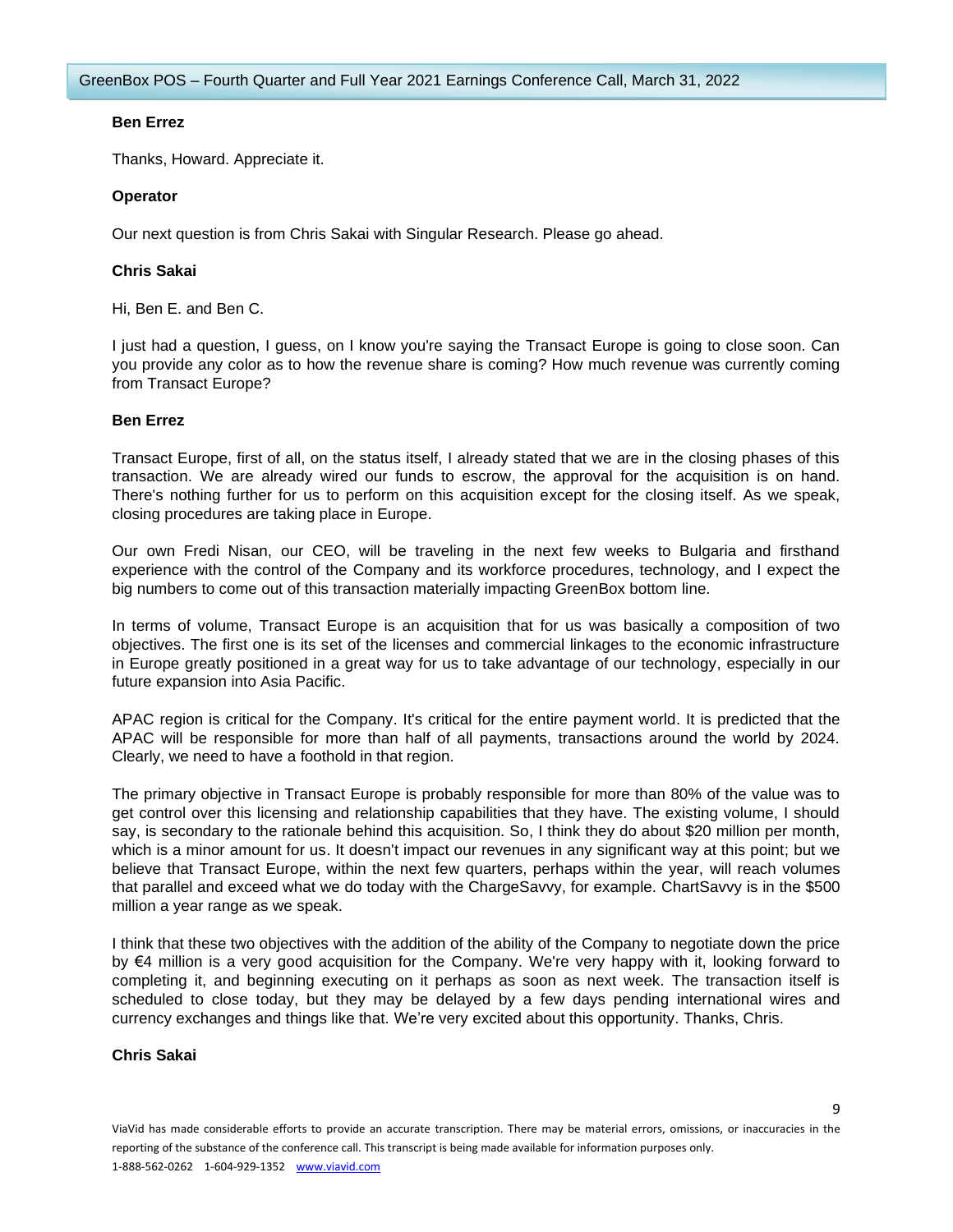**Ben Errez**

Thanks, Howard. Appreciate it.

**Operator**

Our next question is from Chris Sakai with Singular Research. Please go ahead.

**Chris Sakai**

Hi, Ben E. and Ben C.

I just had a question, I guess, on I know you're saying the Transact Europe is going to close soon. Can you provide any color as to how the revenue share is coming? How much revenue was currently coming from Transact Europe?

**Ben Errez**

Transact Europe, first of all, on the status itself, I already stated that we are in the closing phases of this transaction. We are already wired our funds to escrow, the approval for the acquisition is on hand. There's nothing further for us to perform on this acquisition except for the closing itself. As we speak, closing procedures are taking place in Europe.

Our own Fredi Nisan, our CEO, will be traveling in the next few weeks to Bulgaria and firsthand experience with the control of the Company and its workforce procedures, technology, and I expect the big numbers to come out of this transaction materially impacting GreenBox bottom line.

In terms of volume, Transact Europe is an acquisition that for us was basically a composition of two objectives. The first one is its set of the licenses and commercial linkages to the economic infrastructure in Europe greatly positioned in a great way for us to take advantage of our technology, especially in our future expansion into Asia Pacific.

APAC region is critical for the Company. It's critical for the entire payment world. It is predicted that the APAC will be responsible for more than half of all payments, transactions around the world by 2024. Clearly, we need to have a foothold in that region.

The primary objective in Transact Europe is probably responsible for more than 80% of the value was to get control over this licensing and relationship capabilities that they have. The existing volume, I should say, is secondary to the rationale behind this acquisition. So, I think they do about $20 million per month, which is a minor amount for us. It doesn't impact our revenues in any significant way at this point; but we believe that Transact Europe, within the next few quarters, perhaps within the year, will reach volumes that parallel and exceed what we do today with the ChargeSavvy, for example. ChartSavvy is in the $500 million a year range as we speak.

I think that these two objectives with the addition of the ability of the Company to negotiate down the price by €4 million is a very good acquisition for the Company. We're very happy with it, looking forward to completing it, and beginning executing on it perhaps as soon as next week. The transaction itself is scheduled to close today, but they may be delayed by a few days pending international wires and currency exchanges and things like that. We're very excited about this opportunity. Thanks, Chris.

**Chris Sakai**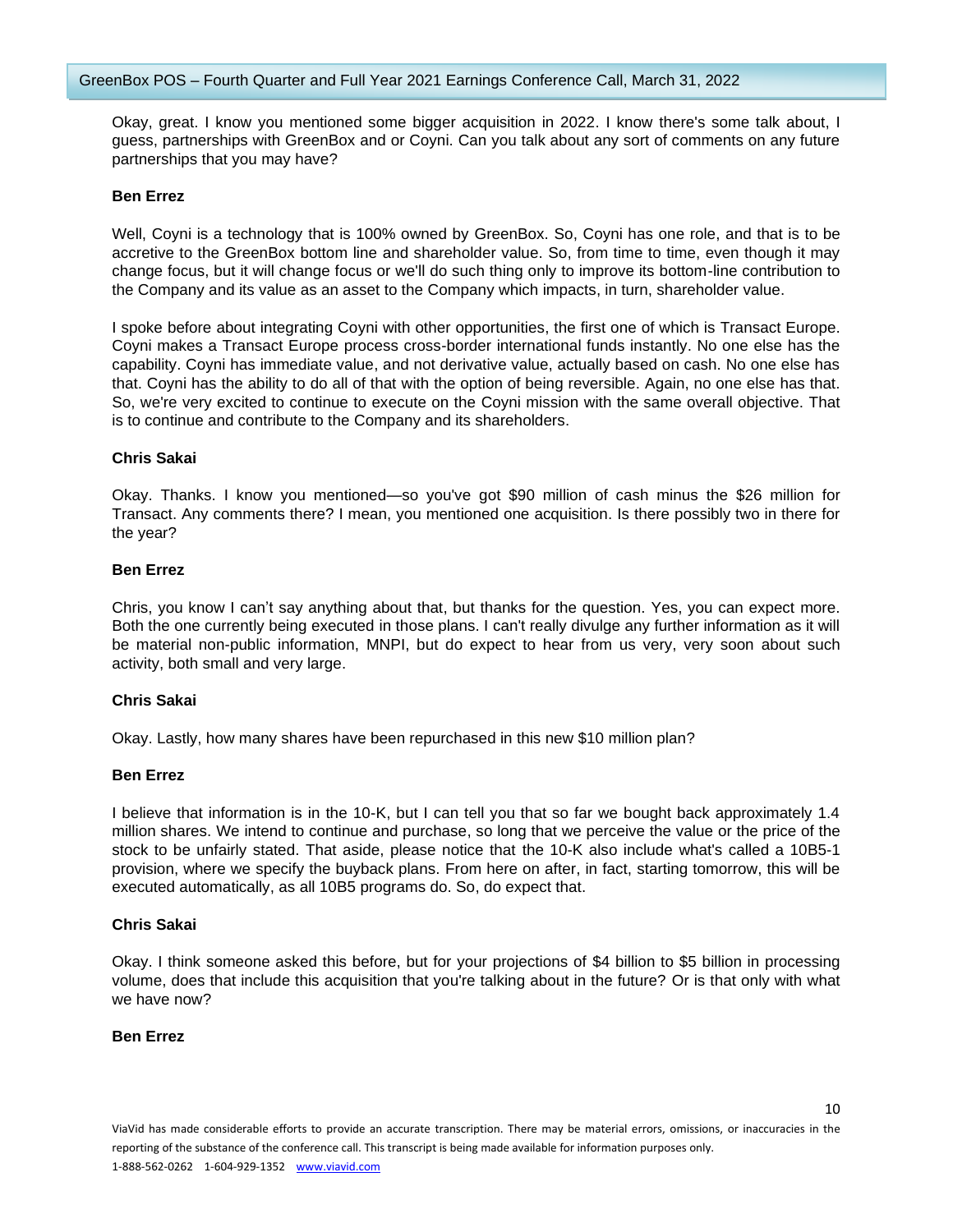Okay, great. I know you mentioned some bigger acquisition in 2022. I know there's some talk about, I guess, partnerships with GreenBox and or Coyni. Can you talk about any sort of comments on any future partnerships that you may have?

**Ben Errez**

Well, Coyni is a technology that is 100% owned by GreenBox. So, Coyni has one role, and that is to be accretive to the GreenBox bottom line and shareholder value. So, from time to time, even though it may change focus, but it will change focus or we'll do such thing only to improve its bottom-line contribution to the Company and its value as an asset to the Company which impacts, in turn, shareholder value.

I spoke before about integrating Coyni with other opportunities, the first one of which is Transact Europe. Coyni makes a Transact Europe process cross-border international funds instantly. No one else has the capability. Coyni has immediate value, and not derivative value, actually based on cash. No one else has that. Coyni has the ability to do all of that with the option of being reversible. Again, no one else has that. So, we're very excited to continue to execute on the Coyni mission with the same overall objective. That is to continue and contribute to the Company and its shareholders.

**Chris Sakai**

Okay. Thanks. I know you mentioned—so you've got $90 million of cash minus the $26 million for Transact. Any comments there? I mean, you mentioned one acquisition. Is there possibly two in there for the year?

**Ben Errez**

Chris, you know I can't say anything about that, but thanks for the question. Yes, you can expect more. Both the one currently being executed in those plans. I can't really divulge any further information as it will be material non-public information, MNPI, but do expect to hear from us very, very soon about such activity, both small and very large.

**Chris Sakai**

Okay. Lastly, how many shares have been repurchased in this new $10 million plan?

**Ben Errez**

I believe that information is in the 10-K, but I can tell you that so far we bought back approximately 1.4 million shares. We intend to continue and purchase, so long that we perceive the value or the price of the stock to be unfairly stated. That aside, please notice that the 10-K also include what's called a 10B5-1 provision, where we specify the buyback plans. From here on after, in fact, starting tomorrow, this will be executed automatically, as all 10B5 programs do. So, do expect that.

**Chris Sakai**

Okay. I think someone asked this before, but for your projections of $4 billion to $5 billion in processing volume, does that include this acquisition that you're talking about in the future? Or is that only with what we have now?

**Ben Errez**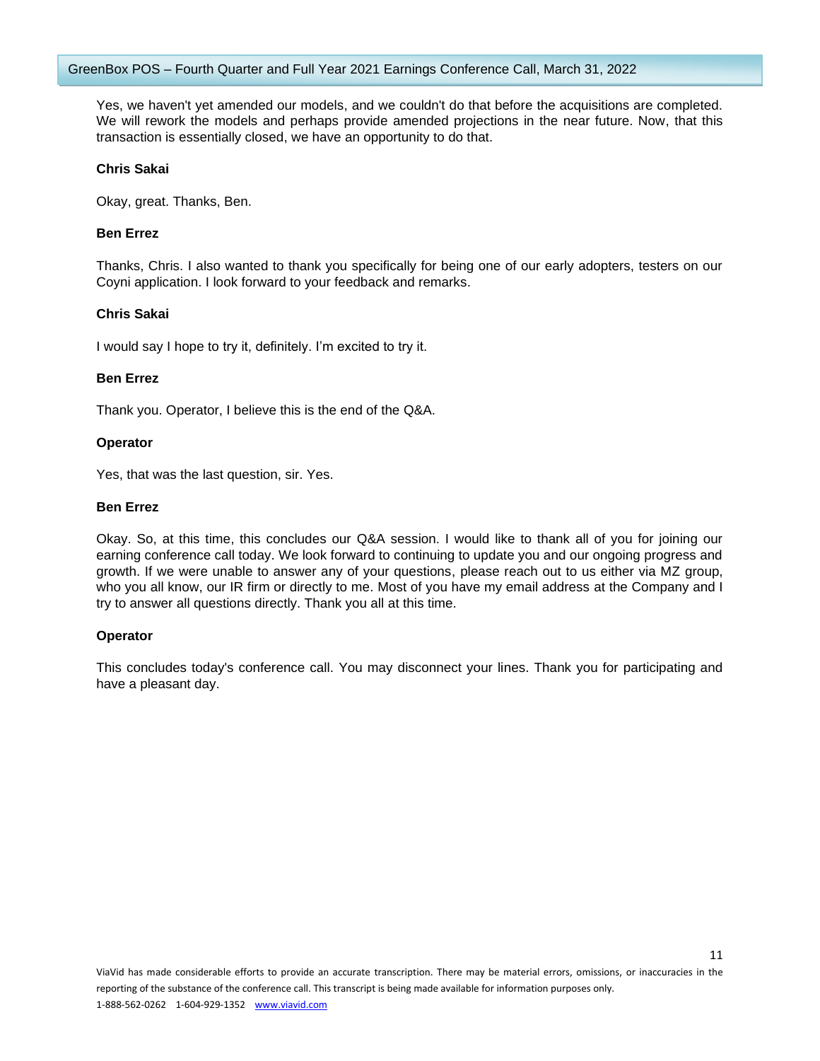Yes, we haven't yet amended our models, and we couldn't do that before the acquisitions are completed. We will rework the models and perhaps provide amended projections in the near future. Now, that this transaction is essentially closed, we have an opportunity to do that.

**Chris Sakai**

Okay, great. Thanks, Ben.

**Ben Errez**

Thanks, Chris. I also wanted to thank you specifically for being one of our early adopters, testers on our Coyni application. I look forward to your feedback and remarks.

**Chris Sakai**

I would say I hope to try it, definitely. I'm excited to try it.

**Ben Errez**

Thank you. Operator, I believe this is the end of the Q&A.

**Operator**

Yes, that was the last question, sir. Yes.

**Ben Errez**

Okay. So, at this time, this concludes our Q&A session. I would like to thank all of you for joining our earning conference call today. We look forward to continuing to update you and our ongoing progress and growth. If we were unable to answer any of your questions, please reach out to us either via MZ group, who you all know, our IR firm or directly to me. Most of you have my email address at the Company and I try to answer all questions directly. Thank you all at this time.

**Operator**

This concludes today's conference call. You may disconnect your lines. Thank you for participating and have a pleasant day.